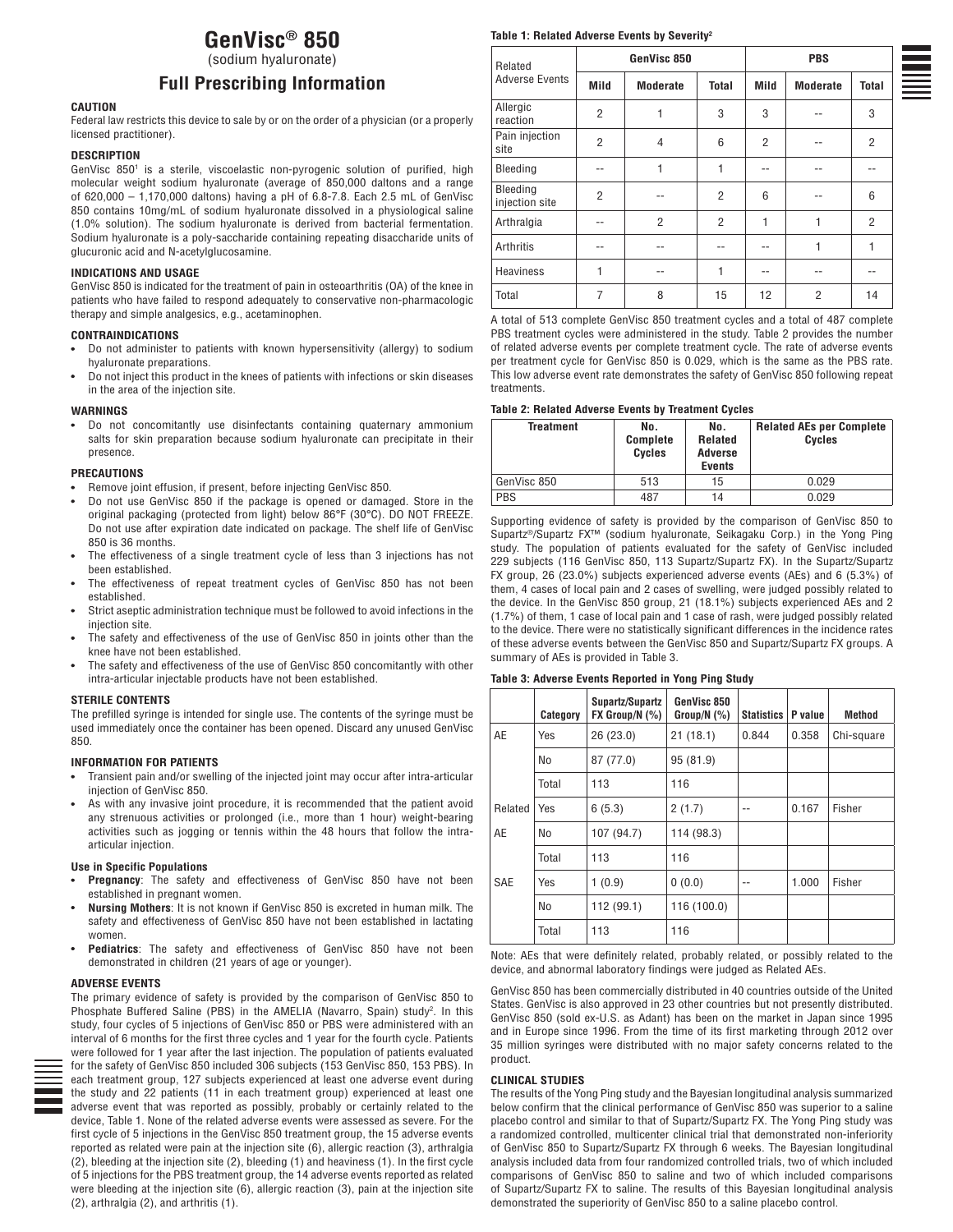# GenVisc® 850

(sodium hyaluronate)

## Full Prescribing Information

### CAUTION

Federal law restricts this device to sale by or on the order of a physician (or a properly licensed practitioner).

### DESCRIPTION

GenVisc 850[1] is a sterile, viscoelastic non-pyrogenic solution of purified, high molecular weight sodium hyaluronate (average of 850,000 daltons and a range of 620,000 – 1,170,000 daltons) having a pH of 6.8-7.8. Each 2.5 mL of GenVisc 850 contains 10mg/mL of sodium hyaluronate dissolved in a physiological saline (1.0% solution). The sodium hyaluronate is derived from bacterial fermentation. Sodium hyaluronate is a poly-saccharide containing repeating disaccharide units of glucuronic acid and N-acetylglucosamine.

### INDICATIONS AND USAGE

GenVisc 850 is indicated for the treatment of pain in osteoarthritis (OA) of the knee in patients who have failed to respond adequately to conservative non-pharmacologic therapy and simple analgesics, e.g., acetaminophen.

### CONTRAINDICATIONS

- Do not administer to patients with known hypersensitivity (allergy) to sodium hyaluronate preparations.
- Do not inject this product in the knees of patients with infections or skin diseases in the area of the injection site.

### WARNINGS

- Do not concomitantly use disinfectants containing quaternary ammonium salts for skin preparation because sodium hyaluronate can precipitate in their presence.

### PRECAUTIONS

- Remove joint effusion, if present, before injecting GenVisc 850.
- Do not use GenVisc 850 if the package is opened or damaged. Store in the original packaging (protected from light) below 86°F (30°C). DO NOT FREEZE. Do not use after expiration date indicated on package. The shelf life of GenVisc 850 is 36 months.
- The effectiveness of a single treatment cycle of less than 3 injections has not been established.
- The effectiveness of repeat treatment cycles of GenVisc 850 has not been established.
- Strict aseptic administration technique must be followed to avoid infections in the injection site.
- The safety and effectiveness of the use of GenVisc 850 in joints other than the knee have not been established.
- The safety and effectiveness of the use of GenVisc 850 concomitantly with other intra-articular injectable products have not been established.

### STERILE CONTENTS

The prefilled syringe is intended for single use. The contents of the syringe must be used immediately once the container has been opened. Discard any unused GenVisc 850.

### INFORMATION FOR PATIENTS

- Transient pain and/or swelling of the injected joint may occur after intra-articular injection of GenVisc 850.
- As with any invasive joint procedure, it is recommended that the patient avoid any strenuous activities or prolonged (i.e., more than 1 hour) weight-bearing activities such as jogging or tennis within the 48 hours that follow the intra-articular injection.

#### Use in Specific Populations

- **Pregnancy**: The safety and effectiveness of GenVisc 850 have not been established in pregnant women.
- **Nursing Mothers**: It is not known if GenVisc 850 is excreted in human milk. The safety and effectiveness of GenVisc 850 have not been established in lactating women.
- **Pediatrics**: The safety and effectiveness of GenVisc 850 have not been demonstrated in children (21 years of age or younger).

### ADVERSE EVENTS

The primary evidence of safety is provided by the comparison of GenVisc 850 to Phosphate Buffered Saline (PBS) in the AMELIA (Navarro, Spain) study[2]. In this study, four cycles of 5 injections of GenVisc 850 or PBS were administered with an interval of 6 months for the first three cycles and 1 year for the fourth cycle. Patients were followed for 1 year after the last injection. The population of patients evaluated for the safety of GenVisc 850 included 306 subjects (153 GenVisc 850, 153 PBS). In each treatment group, 127 subjects experienced at least one adverse event during the study and 22 patients (11 in each treatment group) experienced at least one adverse event that was reported as possibly, probably or certainly related to the device, Table 1. None of the related adverse events were assessed as severe. For the first cycle of 5 injections in the GenVisc 850 treatment group, the 15 adverse events reported as related were pain at the injection site (6), allergic reaction (3), arthralgia (2), bleeding at the injection site (2), bleeding (1) and heaviness (1). In the first cycle of 5 injections for the PBS treatment group, the 14 adverse events reported as related were bleeding at the injection site (6), allergic reaction (3), pain at the injection site (2), arthralgia (2), and arthritis (1).

**Table 1: Related Adverse Events by Severity[2]**

| Related Adverse Events | GenVisc 850 | | | PBS | | |
|---|---|---|---|---|---|---|
| | Mild | Moderate | Total | Mild | Moderate | Total |
| Allergic reaction | 2 | 1 | 3 | 3 | -- | 3 |
| Pain injection site | 2 | 4 | 6 | 2 | -- | 2 |
| Bleeding | -- | 1 | 1 | -- | -- | -- |
| Bleeding injection site | 2 | -- | 2 | 6 | -- | 6 |
| Arthralgia | -- | 2 | 2 | 1 | 1 | 2 |
| Arthritis | -- | -- | -- | -- | 1 | 1 |
| Heaviness | 1 | -- | 1 | -- | -- | -- |
| Total | 7 | 8 | 15 | 12 | 2 | 14 |

A total of 513 complete GenVisc 850 treatment cycles and a total of 487 complete PBS treatment cycles were administered in the study. Table 2 provides the number of related adverse events per complete treatment cycle. The rate of adverse events per treatment cycle for GenVisc 850 is 0.029, which is the same as the PBS rate. This low adverse event rate demonstrates the safety of GenVisc 850 following repeat treatments.

**Table 2: Related Adverse Events by Treatment Cycles**

| Treatment | No. Complete Cycles | No. Related Adverse Events | Related AEs per Complete Cycles |
|---|---|---|---|
| GenVisc 850 | 513 | 15 | 0.029 |
| PBS | 487 | 14 | 0.029 |

Supporting evidence of safety is provided by the comparison of GenVisc 850 to Supartz®/Supartz FX™ (sodium hyaluronate, Seikagaku Corp.) in the Yong Ping study. The population of patients evaluated for the safety of GenVisc included 229 subjects (116 GenVisc 850, 113 Supartz/Supartz FX). In the Supartz/Supartz FX group, 26 (23.0%) subjects experienced adverse events (AEs) and 6 (5.3%) of them, 4 cases of local pain and 2 cases of swelling, were judged possibly related to the device. In the GenVisc 850 group, 21 (18.1%) subjects experienced AEs and 2 (1.7%) of them, 1 case of local pain and 1 case of rash, were judged possibly related to the device. There were no statistically significant differences in the incidence rates of these adverse events between the GenVisc 850 and Supartz/Supartz FX groups. A summary of AEs is provided in Table 3.

**Table 3: Adverse Events Reported in Yong Ping Study**

| | Category | Supartz/Supartz FX Group/N (%) | GenVisc 850 Group/N (%) | Statistics | P value | Method |
|---|---|---|---|---|---|---|
| AE | Yes | 26 (23.0) | 21 (18.1) | 0.844 | 0.358 | Chi-square |
| | No | 87 (77.0) | 95 (81.9) | | | |
| | Total | 113 | 116 | | | |
| Related AE | Yes | 6 (5.3) | 2 (1.7) | -- | 0.167 | Fisher |
| | No | 107 (94.7) | 114 (98.3) | | | |
| | Total | 113 | 116 | | | |
| SAE | Yes | 1 (0.9) | 0 (0.0) | -- | 1.000 | Fisher |
| | No | 112 (99.1) | 116 (100.0) | | | |
| | Total | 113 | 116 | | | |

Note: AEs that were definitely related, probably related, or possibly related to the device, and abnormal laboratory findings were judged as Related AEs.

GenVisc 850 has been commercially distributed in 40 countries outside of the United States. GenVisc is also approved in 23 other countries but not presently distributed. GenVisc 850 (sold ex-U.S. as Adant) has been on the market in Japan since 1995 and in Europe since 1996. From the time of its first marketing through 2012 over 35 million syringes were distributed with no major safety concerns related to the product.

### CLINICAL STUDIES

The results of the Yong Ping study and the Bayesian longitudinal analysis summarized below confirm that the clinical performance of GenVisc 850 was superior to a saline placebo control and similar to that of Supartz/Supartz FX. The Yong Ping study was a randomized controlled, multicenter clinical trial that demonstrated non-inferiority of GenVisc 850 to Supartz/Supartz FX through 6 weeks. The Bayesian longitudinal analysis included data from four randomized controlled trials, two of which included comparisons of GenVisc 850 to saline and two of which included comparisons of Supartz/Supartz FX to saline. The results of this Bayesian longitudinal analysis demonstrated the superiority of GenVisc 850 to a saline placebo control.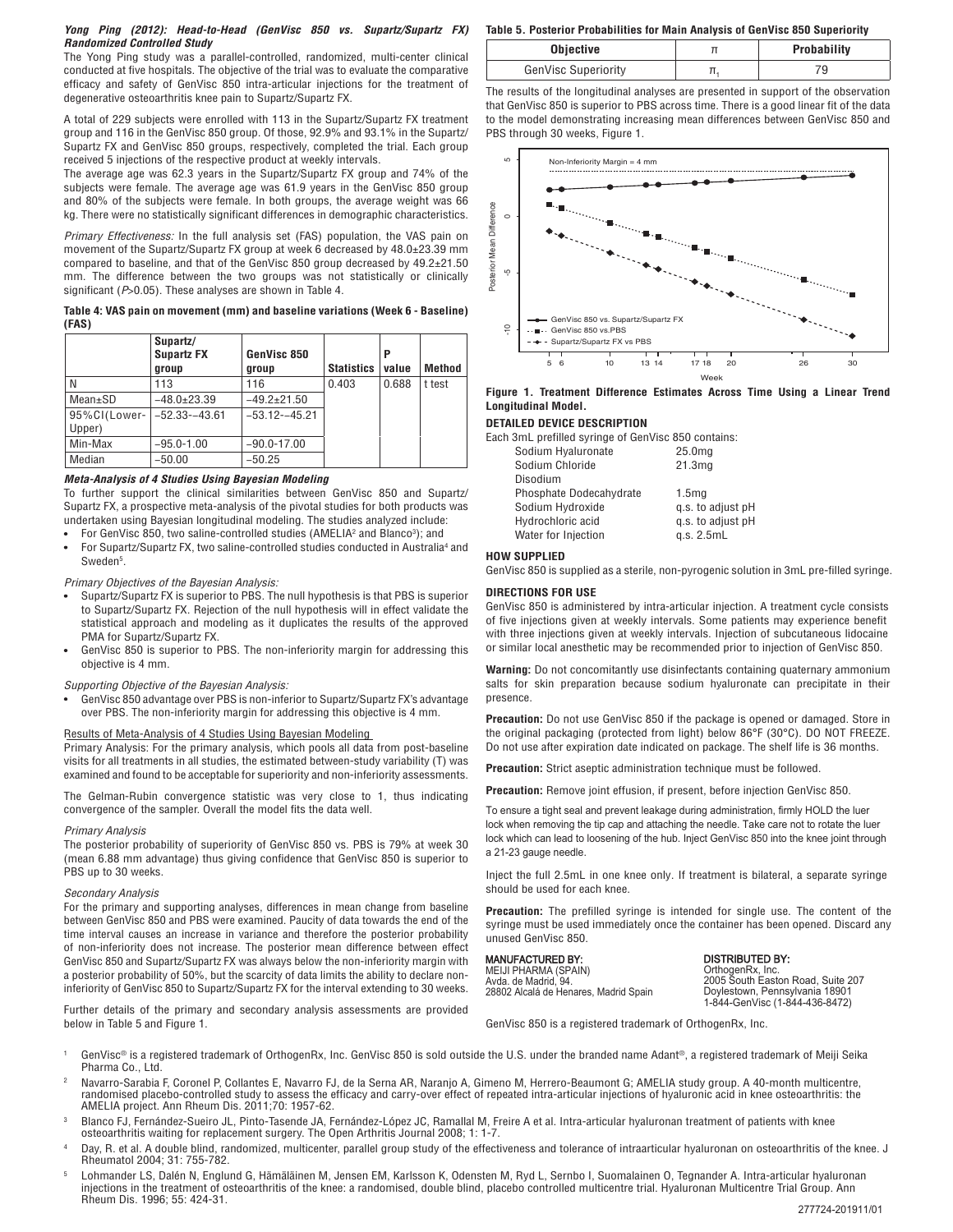### *Yong Ping (2012): Head-to-Head (GenVisc 850 vs. Supartz/Supartz FX) Randomized Controlled Study*

The Yong Ping study was a parallel-controlled, randomized, multi-center clinical conducted at five hospitals. The objective of the trial was to evaluate the comparative efficacy and safety of GenVisc 850 intra-articular injections for the treatment of degenerative osteoarthritis knee pain to Supartz/Supartz FX.

A total of 229 subjects were enrolled with 113 in the Supartz/Supartz FX treatment group and 116 in the GenVisc 850 group. Of those, 92.9% and 93.1% in the Supartz/Supartz FX and GenVisc 850 groups, respectively, completed the trial. Each group received 5 injections of the respective product at weekly intervals.

The average age was 62.3 years in the Supartz/Supartz FX group and 74% of the subjects were female. The average age was 61.9 years in the GenVisc 850 group and 80% of the subjects were female. In both groups, the average weight was 66 kg. There were no statistically significant differences in demographic characteristics.

*Primary Effectiveness:* In the full analysis set (FAS) population, the VAS pain on movement of the Supartz/Supartz FX group at week 6 decreased by 48.0±23.39 mm compared to baseline, and that of the GenVisc 850 group decreased by 49.2±21.50 mm. The difference between the two groups was not statistically or clinically significant (*P*>0.05). These analyses are shown in Table 4.

**Table 4: VAS pain on movement (mm) and baseline variations (Week 6 - Baseline) (FAS)**

| | Supartz/ Supartz FX group | GenVisc 850 group | Statistics | P value | Method |
|---|---|---|---|---|---|
| N | 113 | 116 | 0.403 | 0.688 | t test |
| Mean±SD | −48.0±23.39 | −49.2±21.50 | | | |
| 95%CI(Lower-Upper) | −52.33-−43.61 | −53.12-−45.21 | | | |
| Min-Max | −95.0-1.00 | −90.0-17.00 | | | |
| Median | −50.00 | −50.25 | | | |

### *Meta-Analysis of 4 Studies Using Bayesian Modeling*

To further support the clinical similarities between GenVisc 850 and Supartz/Supartz FX, a prospective meta-analysis of the pivotal studies for both products was undertaken using Bayesian longitudinal modeling. The studies analyzed include:

- For GenVisc 850, two saline-controlled studies (AMELIA[2] and Blanco[3]); and
- For Supartz/Supartz FX, two saline-controlled studies conducted in Australia[4] and Sweden[5].

*Primary Objectives of the Bayesian Analysis:*

- Supartz/Supartz FX is superior to PBS. The null hypothesis is that PBS is superior to Supartz/Supartz FX. Rejection of the null hypothesis will in effect validate the statistical approach and modeling as it duplicates the results of the approved PMA for Supartz/Supartz FX.
- GenVisc 850 is superior to PBS. The non-inferiority margin for addressing this objective is 4 mm.

*Supporting Objective of the Bayesian Analysis:*

- GenVisc 850 advantage over PBS is non-inferior to Supartz/Supartz FX's advantage over PBS. The non-inferiority margin for addressing this objective is 4 mm.

Results of Meta-Analysis of 4 Studies Using Bayesian Modeling

Primary Analysis: For the primary analysis, which pools all data from post-baseline visits for all treatments in all studies, the estimated between-study variability (T) was examined and found to be acceptable for superiority and non-inferiority assessments.

The Gelman-Rubin convergence statistic was very close to 1, thus indicating convergence of the sampler. Overall the model fits the data well.

*Primary Analysis*

The posterior probability of superiority of GenVisc 850 vs. PBS is 79% at week 30 (mean 6.88 mm advantage) thus giving confidence that GenVisc 850 is superior to PBS up to 30 weeks.

*Secondary Analysis*

For the primary and supporting analyses, differences in mean change from baseline between GenVisc 850 and PBS were examined. Paucity of data towards the end of the time interval causes an increase in variance and therefore the posterior probability of non-inferiority does not increase. The posterior mean difference between effect GenVisc 850 and Supartz/Supartz FX was always below the non-inferiority margin with a posterior probability of 50%, but the scarcity of data limits the ability to declare non-inferiority of GenVisc 850 to Supartz/Supartz FX for the interval extending to 30 weeks.

Further details of the primary and secondary analysis assessments are provided below in Table 5 and Figure 1.

**Table 5. Posterior Probabilities for Main Analysis of GenVisc 850 Superiority**

| Objective | $\pi$ | Probability |
|---|---|---|
| GenVisc Superiority | $\pi_1$ | 79 |

The results of the longitudinal analyses are presented in support of the observation that GenVisc 850 is superior to PBS across time. There is a good linear fit of the data to the model demonstrating increasing mean differences between GenVisc 850 and PBS through 30 weeks, Figure 1.

**Figure 1. Treatment Difference Estimates Across Time Using a Linear Trend Longitudinal Model.**

### DETAILED DEVICE DESCRIPTION

Each 3mL prefilled syringe of GenVisc 850 contains:

| | |
|---|---|
| Sodium Hyaluronate | 25.0mg |
| Sodium Chloride | 21.3mg |
| Disodium Phosphate Dodecahydrate | 1.5mg |
| Sodium Hydroxide | q.s. to adjust pH |
| Hydrochloric acid | q.s. to adjust pH |
| Water for Injection | q.s. 2.5mL |

### HOW SUPPLIED

GenVisc 850 is supplied as a sterile, non-pyrogenic solution in 3mL pre-filled syringe.

### DIRECTIONS FOR USE

GenVisc 850 is administered by intra-articular injection. A treatment cycle consists of five injections given at weekly intervals. Some patients may experience benefit with three injections given at weekly intervals. Injection of subcutaneous lidocaine or similar local anesthetic may be recommended prior to injection of GenVisc 850.

**Warning:** Do not concomitantly use disinfectants containing quaternary ammonium salts for skin preparation because sodium hyaluronate can precipitate in their presence.

**Precaution:** Do not use GenVisc 850 if the package is opened or damaged. Store in the original packaging (protected from light) below 86°F (30°C). DO NOT FREEZE. Do not use after expiration date indicated on package. The shelf life is 36 months.

**Precaution:** Strict aseptic administration technique must be followed.

**Precaution:** Remove joint effusion, if present, before injection GenVisc 850.

To ensure a tight seal and prevent leakage during administration, firmly HOLD the luer lock when removing the tip cap and attaching the needle. Take care not to rotate the luer lock which can lead to loosening of the hub. Inject GenVisc 850 into the knee joint through a 21-23 gauge needle.

Inject the full 2.5mL in one knee only. If treatment is bilateral, a separate syringe should be used for each knee.

**Precaution:** The prefilled syringe is intended for single use. The content of the syringe must be used immediately once the container has been opened. Discard any unused GenVisc 850.

**MANUFACTURED BY:**
MEIJI PHARMA (SPAIN)
Avda. de Madrid, 94.
28802 Alcalá de Henares, Madrid Spain

**DISTRIBUTED BY:**
OrthogenRx, Inc.
2005 South Easton Road, Suite 207
Doylestown, Pennsylvania 18901
1-844-GenVisc (1-844-436-8472)

GenVisc 850 is a registered trademark of OrthogenRx, Inc.

---

[1] GenVisc® is a registered trademark of OrthogenRx, Inc. GenVisc 850 is sold outside the U.S. under the branded name Adant®, a registered trademark of Meiji Seika Pharma Co., Ltd.

[2] Navarro-Sarabia F, Coronel P, Collantes E, Navarro FJ, de la Serna AR, Naranjo A, Gimeno M, Herrero-Beaumont G; AMELIA study group. A 40-month multicentre, randomised placebo-controlled study to assess the efficacy and carry-over effect of repeated intra-articular injections of hyaluronic acid in knee osteoarthritis: the AMELIA project. Ann Rheum Dis. 2011;70: 1957-62.

[3] Blanco FJ, Fernández-Sueiro JL, Pinto-Tasende JA, Fernández-López JC, Ramallal M, Freire A et al. Intra-articular hyaluronan treatment of patients with knee osteoarthritis waiting for replacement surgery. The Open Arthritis Journal 2008; 1: 1-7.

[4] Day, R. et al. A double blind, randomized, multicenter, parallel group study of the effectiveness and tolerance of intraarticular hyaluronan on osteoarthritis of the knee. J Rheumatol 2004; 31: 755-782.

[5] Lohmander LS, Dalén N, Englund G, Hämäläinen M, Jensen EM, Karlsson K, Odensten M, Ryd L, Sernbo I, Suomalainen O, Tegnander A. Intra-articular hyaluronan injections in the treatment of osteoarthritis of the knee: a randomised, double blind, placebo controlled multicentre trial. Hyaluronan Multicentre Trial Group. Ann Rheum Dis. 1996; 55: 424-31.

277724-201911/01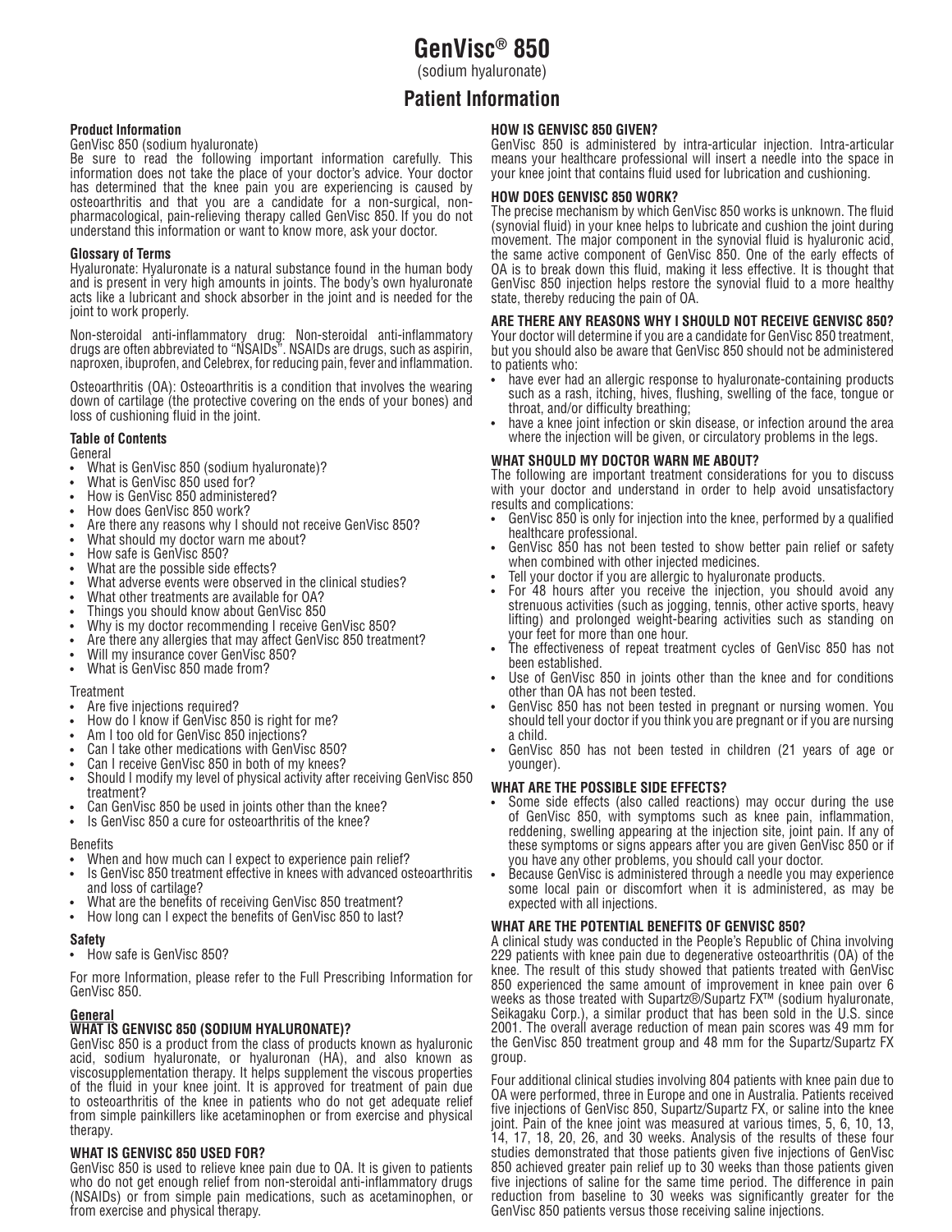# GenVisc® 850

(sodium hyaluronate)

## Patient Information

**Product Information**

GenVisc 850 (sodium hyaluronate)

Be sure to read the following important information carefully. This information does not take the place of your doctor's advice. Your doctor has determined that the knee pain you are experiencing is caused by osteoarthritis and that you are a candidate for a non-surgical, non-pharmacological, pain-relieving therapy called GenVisc 850. If you do not understand this information or want to know more, ask your doctor.

**Glossary of Terms**

Hyaluronate: Hyaluronate is a natural substance found in the human body and is present in very high amounts in joints. The body's own hyaluronate acts like a lubricant and shock absorber in the joint and is needed for the joint to work properly.

Non-steroidal anti-inflammatory drug: Non-steroidal anti-inflammatory drugs are often abbreviated to "NSAIDs". NSAIDs are drugs, such as aspirin, naproxen, ibuprofen, and Celebrex, for reducing pain, fever and inflammation.

Osteoarthritis (OA): Osteoarthritis is a condition that involves the wearing down of cartilage (the protective covering on the ends of your bones) and loss of cushioning fluid in the joint.

**Table of Contents**

General

- What is GenVisc 850 (sodium hyaluronate)?
- What is GenVisc 850 used for?
- How is GenVisc 850 administered?
- How does GenVisc 850 work?
- Are there any reasons why I should not receive GenVisc 850?
- What should my doctor warn me about?
- How safe is GenVisc 850?
- What are the possible side effects?
- What adverse events were observed in the clinical studies?
- What other treatments are available for OA?
- Things you should know about GenVisc 850
- Why is my doctor recommending I receive GenVisc 850?
- Are there any allergies that may affect GenVisc 850 treatment?
- Will my insurance cover GenVisc 850?
- What is GenVisc 850 made from?

Treatment

- Are five injections required?
- How do I know if GenVisc 850 is right for me?
- Am I too old for GenVisc 850 injections?
- Can I take other medications with GenVisc 850?
- Can I receive GenVisc 850 in both of my knees?
- Should I modify my level of physical activity after receiving GenVisc 850 treatment?
- Can GenVisc 850 be used in joints other than the knee?
- Is GenVisc 850 a cure for osteoarthritis of the knee?

Benefits

- When and how much can I expect to experience pain relief?
- Is GenVisc 850 treatment effective in knees with advanced osteoarthritis and loss of cartilage?
- What are the benefits of receiving GenVisc 850 treatment?
- How long can I expect the benefits of GenVisc 850 to last?

**Safety**

- How safe is GenVisc 850?

For more Information, please refer to the Full Prescribing Information for GenVisc 850.

### General

**WHAT IS GENVISC 850 (SODIUM HYALURONATE)?**

GenVisc 850 is a product from the class of products known as hyaluronic acid, sodium hyaluronate, or hyaluronan (HA), and also known as viscosupplementation therapy. It helps supplement the viscous properties of the fluid in your knee joint. It is approved for treatment of pain due to osteoarthritis of the knee in patients who do not get adequate relief from simple painkillers like acetaminophen or from exercise and physical therapy.

**WHAT IS GENVISC 850 USED FOR?**

GenVisc 850 is used to relieve knee pain due to OA. It is given to patients who do not get enough relief from non-steroidal anti-inflammatory drugs (NSAIDs) or from simple pain medications, such as acetaminophen, or from exercise and physical therapy.

**HOW IS GENVISC 850 GIVEN?**

GenVisc 850 is administered by intra-articular injection. Intra-articular means your healthcare professional will insert a needle into the space in your knee joint that contains fluid used for lubrication and cushioning.

**HOW DOES GENVISC 850 WORK?**

The precise mechanism by which GenVisc 850 works is unknown. The fluid (synovial fluid) in your knee helps to lubricate and cushion the joint during movement. The major component in the synovial fluid is hyaluronic acid, the same active component of GenVisc 850. One of the early effects of OA is to break down this fluid, making it less effective. It is thought that GenVisc 850 injection helps restore the synovial fluid to a more healthy state, thereby reducing the pain of OA.

**ARE THERE ANY REASONS WHY I SHOULD NOT RECEIVE GENVISC 850?**

Your doctor will determine if you are a candidate for GenVisc 850 treatment, but you should also be aware that GenVisc 850 should not be administered to patients who:

- have ever had an allergic response to hyaluronate-containing products such as a rash, itching, hives, flushing, swelling of the face, tongue or throat, and/or difficulty breathing;
- have a knee joint infection or skin disease, or infection around the area where the injection will be given, or circulatory problems in the legs.

**WHAT SHOULD MY DOCTOR WARN ME ABOUT?**

The following are important treatment considerations for you to discuss with your doctor and understand in order to help avoid unsatisfactory results and complications:

- GenVisc 850 is only for injection into the knee, performed by a qualified healthcare professional.
- GenVisc 850 has not been tested to show better pain relief or safety when combined with other injected medicines.
- Tell your doctor if you are allergic to hyaluronate products.
- For 48 hours after you receive the injection, you should avoid any strenuous activities (such as jogging, tennis, other active sports, heavy lifting) and prolonged weight-bearing activities such as standing on your feet for more than one hour.
- The effectiveness of repeat treatment cycles of GenVisc 850 has not been established.
- Use of GenVisc 850 in joints other than the knee and for conditions other than OA has not been tested.
- GenVisc 850 has not been tested in pregnant or nursing women. You should tell your doctor if you think you are pregnant or if you are nursing a child.
- GenVisc 850 has not been tested in children (21 years of age or younger).

**WHAT ARE THE POSSIBLE SIDE EFFECTS?**

- Some side effects (also called reactions) may occur during the use of GenVisc 850, with symptoms such as knee pain, inflammation, reddening, swelling appearing at the injection site, joint pain. If any of these symptoms or signs appears after you are given GenVisc 850 or if you have any other problems, you should call your doctor.
- Because GenVisc is administered through a needle you may experience some local pain or discomfort when it is administered, as may be expected with all injections.

**WHAT ARE THE POTENTIAL BENEFITS OF GENVISC 850?**

A clinical study was conducted in the People's Republic of China involving 229 patients with knee pain due to degenerative osteoarthritis (OA) of the knee. The result of this study showed that patients treated with GenVisc 850 experienced the same amount of improvement in knee pain over 6 weeks as those treated with Supartz®/Supartz FX™ (sodium hyaluronate, Seikagaku Corp.), a similar product that has been sold in the U.S. since 2001. The overall average reduction of mean pain scores was 49 mm for the GenVisc 850 treatment group and 48 mm for the Supartz/Supartz FX group.

Four additional clinical studies involving 804 patients with knee pain due to OA were performed, three in Europe and one in Australia. Patients received five injections of GenVisc 850, Supartz/Supartz FX, or saline into the knee joint. Pain of the knee joint was measured at various times, 5, 6, 10, 13, 14, 17, 18, 20, 26, and 30 weeks. Analysis of the results of these four studies demonstrated that those patients given five injections of GenVisc 850 achieved greater pain relief up to 30 weeks than those patients given five injections of saline for the same time period. The difference in pain reduction from baseline to 30 weeks was significantly greater for the GenVisc 850 patients versus those receiving saline injections.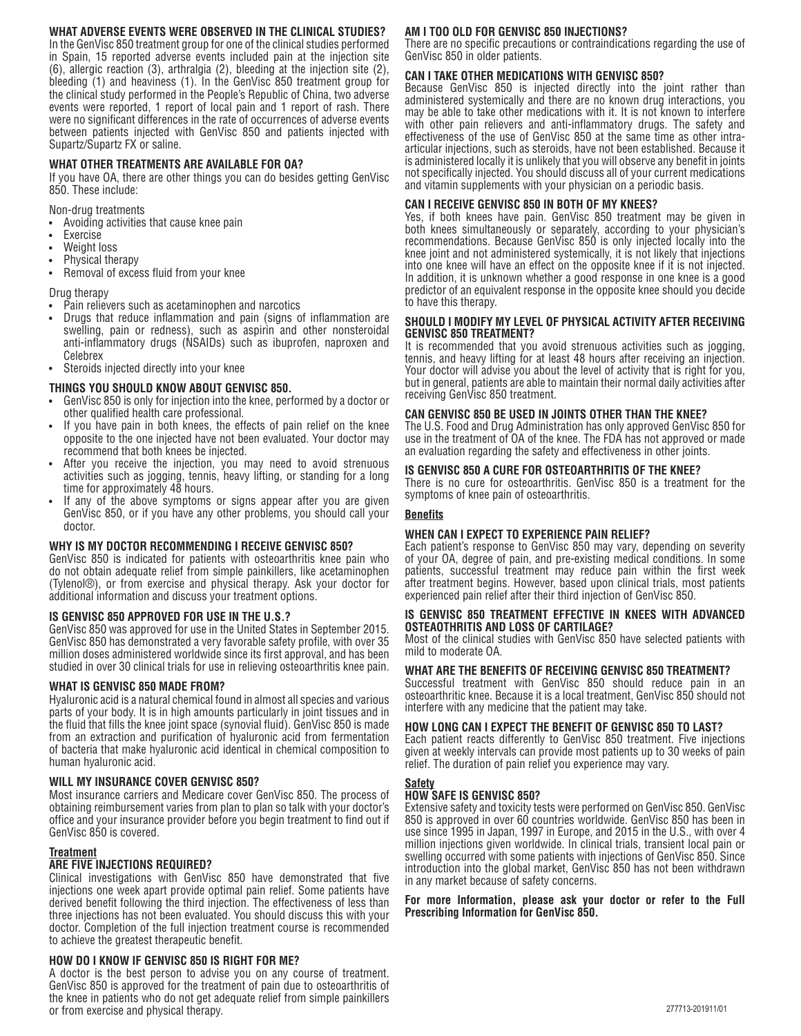### WHAT ADVERSE EVENTS WERE OBSERVED IN THE CLINICAL STUDIES?

In the GenVisc 850 treatment group for one of the clinical studies performed in Spain, 15 reported adverse events included pain at the injection site (6), allergic reaction (3), arthralgia (2), bleeding at the injection site (2), bleeding (1) and heaviness (1). In the GenVisc 850 treatment group for the clinical study performed in the People's Republic of China, two adverse events were reported, 1 report of local pain and 1 report of rash. There were no significant differences in the rate of occurrences of adverse events between patients injected with GenVisc 850 and patients injected with Supartz/Supartz FX or saline.

### WHAT OTHER TREATMENTS ARE AVAILABLE FOR OA?

If you have OA, there are other things you can do besides getting GenVisc 850. These include:

Non-drug treatments

- Avoiding activities that cause knee pain
- Exercise
- Weight loss
- Physical therapy
- Removal of excess fluid from your knee

Drug therapy

- Pain relievers such as acetaminophen and narcotics
- Drugs that reduce inflammation and pain (signs of inflammation are swelling, pain or redness), such as aspirin and other nonsteroidal anti-inflammatory drugs (NSAIDs) such as ibuprofen, naproxen and Celebrex
- Steroids injected directly into your knee

### THINGS YOU SHOULD KNOW ABOUT GENVISC 850.

- GenVisc 850 is only for injection into the knee, performed by a doctor or other qualified health care professional.
- If you have pain in both knees, the effects of pain relief on the knee opposite to the one injected have not been evaluated. Your doctor may recommend that both knees be injected.
- After you receive the injection, you may need to avoid strenuous activities such as jogging, tennis, heavy lifting, or standing for a long time for approximately 48 hours.
- If any of the above symptoms or signs appear after you are given GenVisc 850, or if you have any other problems, you should call your doctor.

### WHY IS MY DOCTOR RECOMMENDING I RECEIVE GENVISC 850?

GenVisc 850 is indicated for patients with osteoarthritis knee pain who do not obtain adequate relief from simple painkillers, like acetaminophen (Tylenol®), or from exercise and physical therapy. Ask your doctor for additional information and discuss your treatment options.

### IS GENVISC 850 APPROVED FOR USE IN THE U.S.?

GenVisc 850 was approved for use in the United States in September 2015. GenVisc 850 has demonstrated a very favorable safety profile, with over 35 million doses administered worldwide since its first approval, and has been studied in over 30 clinical trials for use in relieving osteoarthritis knee pain.

### WHAT IS GENVISC 850 MADE FROM?

Hyaluronic acid is a natural chemical found in almost all species and various parts of your body. It is in high amounts particularly in joint tissues and in the fluid that fills the knee joint space (synovial fluid). GenVisc 850 is made from an extraction and purification of hyaluronic acid from fermentation of bacteria that make hyaluronic acid identical in chemical composition to human hyaluronic acid.

### WILL MY INSURANCE COVER GENVISC 850?

Most insurance carriers and Medicare cover GenVisc 850. The process of obtaining reimbursement varies from plan to plan so talk with your doctor's office and your insurance provider before you begin treatment to find out if GenVisc 850 is covered.

## Treatment

### ARE FIVE INJECTIONS REQUIRED?

Clinical investigations with GenVisc 850 have demonstrated that five injections one week apart provide optimal pain relief. Some patients have derived benefit following the third injection. The effectiveness of less than three injections has not been evaluated. You should discuss this with your doctor. Completion of the full injection treatment course is recommended to achieve the greatest therapeutic benefit.

### HOW DO I KNOW IF GENVISC 850 IS RIGHT FOR ME?

A doctor is the best person to advise you on any course of treatment. GenVisc 850 is approved for the treatment of pain due to osteoarthritis of the knee in patients who do not get adequate relief from simple painkillers or from exercise and physical therapy.

### AM I TOO OLD FOR GENVISC 850 INJECTIONS?

There are no specific precautions or contraindications regarding the use of GenVisc 850 in older patients.

### CAN I TAKE OTHER MEDICATIONS WITH GENVISC 850?

Because GenVisc 850 is injected directly into the joint rather than administered systemically and there are no known drug interactions, you may be able to take other medications with it. It is not known to interfere with other pain relievers and anti-inflammatory drugs. The safety and effectiveness of the use of GenVisc 850 at the same time as other intra-articular injections, such as steroids, have not been established. Because it is administered locally it is unlikely that you will observe any benefit in joints not specifically injected. You should discuss all of your current medications and vitamin supplements with your physician on a periodic basis.

### CAN I RECEIVE GENVISC 850 IN BOTH OF MY KNEES?

Yes, if both knees have pain. GenVisc 850 treatment may be given in both knees simultaneously or separately, according to your physician's recommendations. Because GenVisc 850 is only injected locally into the knee joint and not administered systemically, it is not likely that injections into one knee will have an effect on the opposite knee if it is not injected. In addition, it is unknown whether a good response in one knee is a good predictor of an equivalent response in the opposite knee should you decide to have this therapy.

### SHOULD I MODIFY MY LEVEL OF PHYSICAL ACTIVITY AFTER RECEIVING GENVISC 850 TREATMENT?

It is recommended that you avoid strenuous activities such as jogging, tennis, and heavy lifting for at least 48 hours after receiving an injection. Your doctor will advise you about the level of activity that is right for you, but in general, patients are able to maintain their normal daily activities after receiving GenVisc 850 treatment.

### CAN GENVISC 850 BE USED IN JOINTS OTHER THAN THE KNEE?

The U.S. Food and Drug Administration has only approved GenVisc 850 for use in the treatment of OA of the knee. The FDA has not approved or made an evaluation regarding the safety and effectiveness in other joints.

### IS GENVISC 850 A CURE FOR OSTEOARTHRITIS OF THE KNEE?

There is no cure for osteoarthritis. GenVisc 850 is a treatment for the symptoms of knee pain of osteoarthritis.

## Benefits

### WHEN CAN I EXPECT TO EXPERIENCE PAIN RELIEF?

Each patient's response to GenVisc 850 may vary, depending on severity of your OA, degree of pain, and pre-existing medical conditions. In some patients, successful treatment may reduce pain within the first week after treatment begins. However, based upon clinical trials, most patients experienced pain relief after their third injection of GenVisc 850.

### IS GENVISC 850 TREATMENT EFFECTIVE IN KNEES WITH ADVANCED OSTEOTHRITIS AND LOSS OF CARTILAGE?

Most of the clinical studies with GenVisc 850 have selected patients with mild to moderate OA.

### WHAT ARE THE BENEFITS OF RECEIVING GENVISC 850 TREATMENT?

Successful treatment with GenVisc 850 should reduce pain in an osteoarthritic knee. Because it is a local treatment, GenVisc 850 should not interfere with any medicine that the patient may take.

### HOW LONG CAN I EXPECT THE BENEFIT OF GENVISC 850 TO LAST?

Each patient reacts differently to GenVisc 850 treatment. Five injections given at weekly intervals can provide most patients up to 30 weeks of pain relief. The duration of pain relief you experience may vary.

## Safety

### HOW SAFE IS GENVISC 850?

Extensive safety and toxicity tests were performed on GenVisc 850. GenVisc 850 is approved in over 60 countries worldwide. GenVisc 850 has been in use since 1995 in Japan, 1997 in Europe, and 2015 in the U.S., with over 4 million injections given worldwide. In clinical trials, transient local pain or swelling occurred with some patients with injections of GenVisc 850. Since introduction into the global market, GenVisc 850 has not been withdrawn in any market because of safety concerns.

**For more Information, please ask your doctor or refer to the Full Prescribing Information for GenVisc 850.**

277713-201911/01